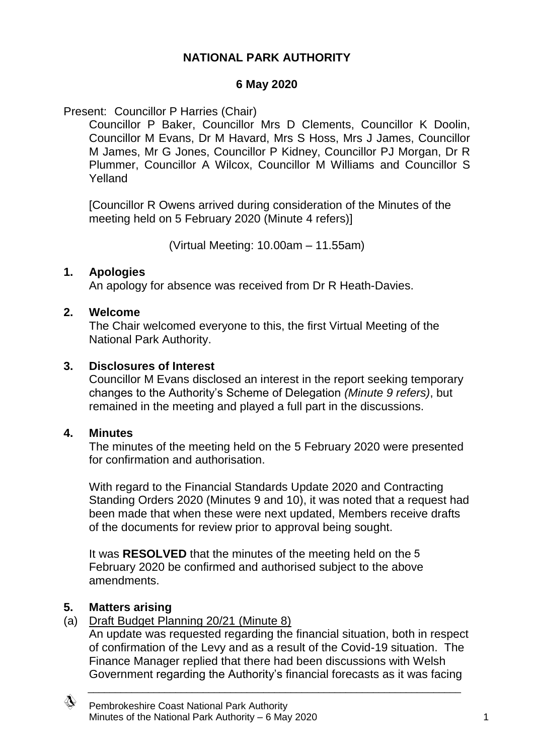# NATIONAL PARK AUTHORITY

## 6 May 2020

Present: Councillor P Harries (Chair)

Councillor P Baker, Councillor Mrs D Clements, Councillor K Doolin, Councillor M Evans, Dr M Havard, Mrs S Hoss, Mrs J James, Councillor M James, Mr G Jones, Councillor P Kidney, Councillor PJ Morgan, Dr R Plummer, Councillor A Wilcox, Councillor M Williams and Councillor S Yelland

[Councillor R Owens arrived during consideration of the Minutes of the meeting held on 5 February 2020 (Minute 4 refers)]

(Virtual Meeting: 10.00am – 11.55am)

### 1. Apologies

An apology for absence was received from Dr R Heath-Davies.

### 2. Welcome

The Chair welcomed everyone to this, the first Virtual Meeting of the National Park Authority.

### 3. Disclosures of Interest

Councillor M Evans disclosed an interest in the report seeking temporary changes to the Authority's Scheme of Delegation *(Minute 9 refers)*, but remained in the meeting and played a full part in the discussions.

### 4. Minutes

The minutes of the meeting held on the 5 February 2020 were presented for confirmation and authorisation.

With regard to the Financial Standards Update 2020 and Contracting Standing Orders 2020 (Minutes 9 and 10), it was noted that a request had been made that when these were next updated, Members receive drafts of the documents for review prior to approval being sought.

It was **RESOLVED** that the minutes of the meeting held on the 5 February 2020 be confirmed and authorised subject to the above amendments.

### 5. Matters arising

(a) Draft Budget Planning 20/21 (Minute 8)

An update was requested regarding the financial situation, both in respect of confirmation of the Levy and as a result of the Covid-19 situation. The Finance Manager replied that there had been discussions with Welsh Government regarding the Authority's financial forecasts as it was facing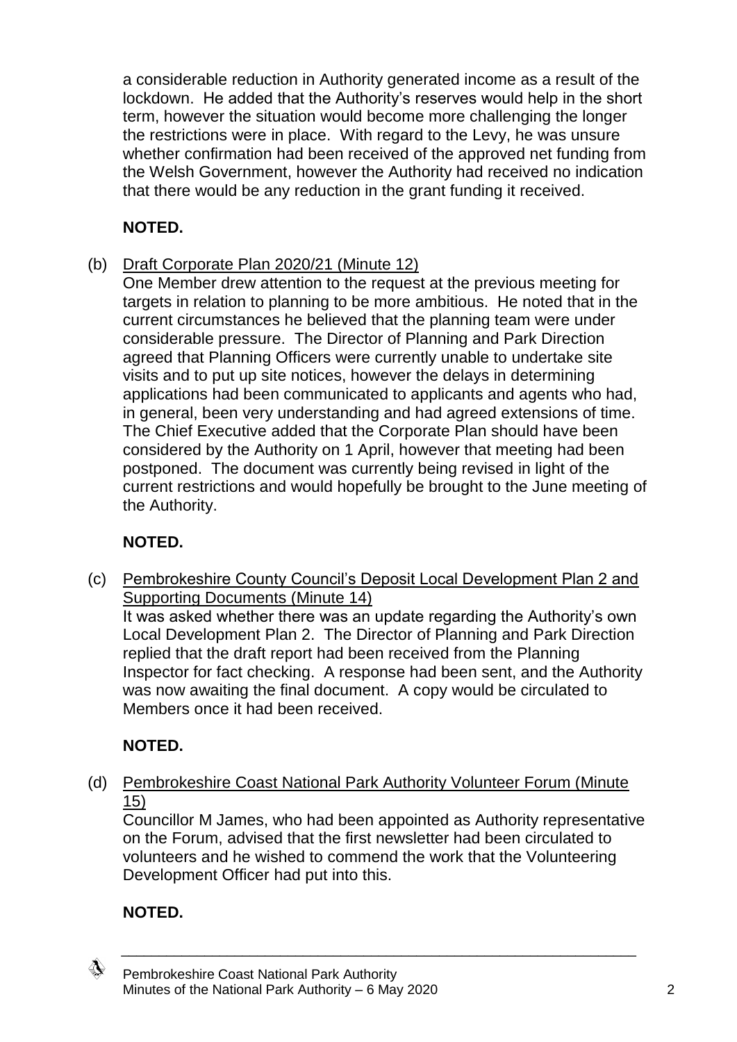a considerable reduction in Authority generated income as a result of the lockdown. He added that the Authority's reserves would help in the short term, however the situation would become more challenging the longer the restrictions were in place. With regard to the Levy, he was unsure whether confirmation had been received of the approved net funding from the Welsh Government, however the Authority had received no indication that there would be any reduction in the grant funding it received.

**NOTED.**

(b) Draft Corporate Plan 2020/21 (Minute 12)
One Member drew attention to the request at the previous meeting for targets in relation to planning to be more ambitious. He noted that in the current circumstances he believed that the planning team were under considerable pressure. The Director of Planning and Park Direction agreed that Planning Officers were currently unable to undertake site visits and to put up site notices, however the delays in determining applications had been communicated to applicants and agents who had, in general, been very understanding and had agreed extensions of time. The Chief Executive added that the Corporate Plan should have been considered by the Authority on 1 April, however that meeting had been postponed. The document was currently being revised in light of the current restrictions and would hopefully be brought to the June meeting of the Authority.

**NOTED.**

(c) Pembrokeshire County Council's Deposit Local Development Plan 2 and Supporting Documents (Minute 14)
It was asked whether there was an update regarding the Authority's own Local Development Plan 2. The Director of Planning and Park Direction replied that the draft report had been received from the Planning Inspector for fact checking. A response had been sent, and the Authority was now awaiting the final document. A copy would be circulated to Members once it had been received.

**NOTED.**

(d) Pembrokeshire Coast National Park Authority Volunteer Forum (Minute 15)
Councillor M James, who had been appointed as Authority representative on the Forum, advised that the first newsletter had been circulated to volunteers and he wished to commend the work that the Volunteering Development Officer had put into this.

**NOTED.**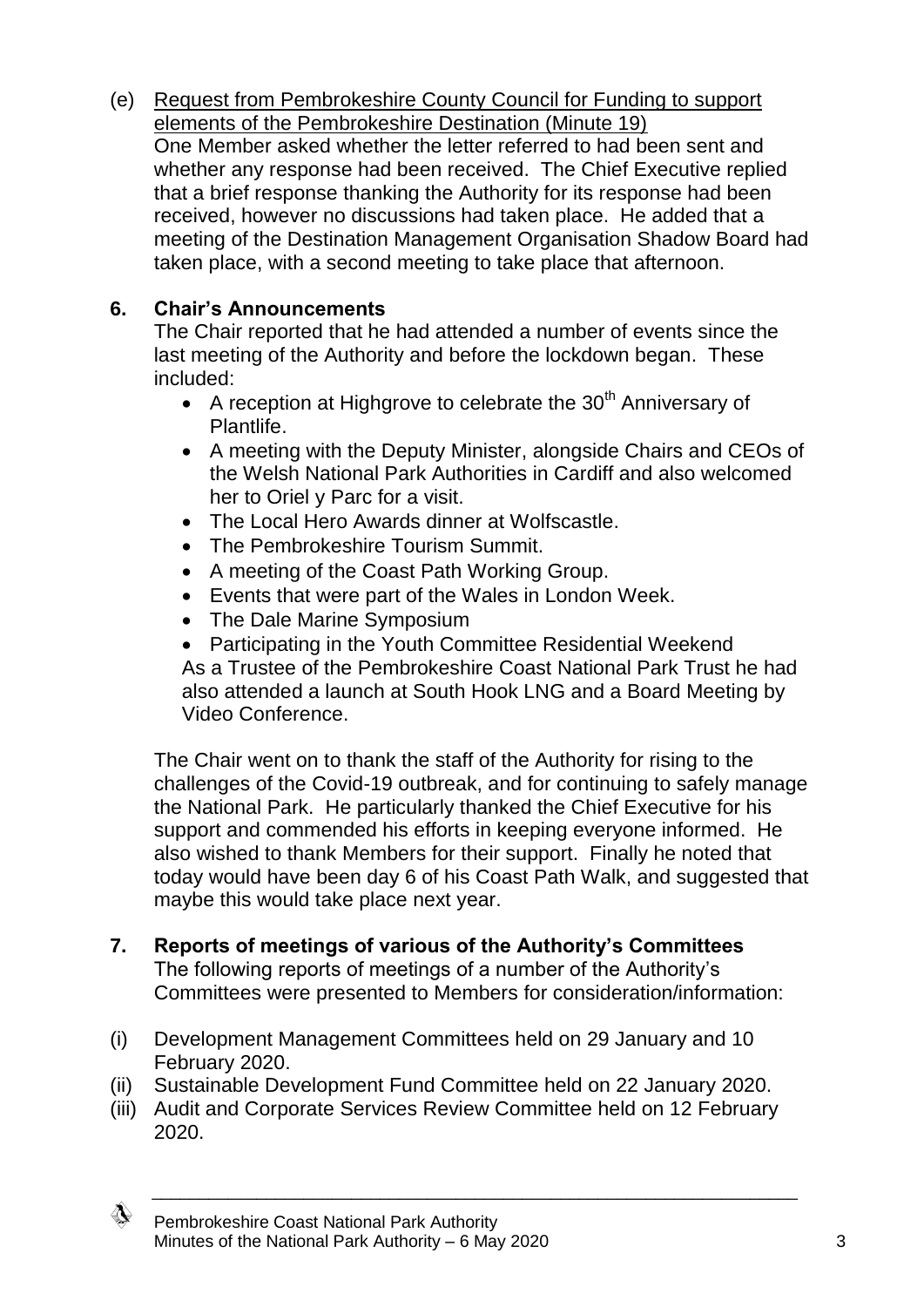(e) Request from Pembrokeshire County Council for Funding to support elements of the Pembrokeshire Destination (Minute 19)
One Member asked whether the letter referred to had been sent and whether any response had been received. The Chief Executive replied that a brief response thanking the Authority for its response had been received, however no discussions had taken place. He added that a meeting of the Destination Management Organisation Shadow Board had taken place, with a second meeting to take place that afternoon.

## 6. Chair's Announcements

The Chair reported that he had attended a number of events since the last meeting of the Authority and before the lockdown began. These included:

- A reception at Highgrove to celebrate the 30th Anniversary of Plantlife.
- A meeting with the Deputy Minister, alongside Chairs and CEOs of the Welsh National Park Authorities in Cardiff and also welcomed her to Oriel y Parc for a visit.
- The Local Hero Awards dinner at Wolfscastle.
- The Pembrokeshire Tourism Summit.
- A meeting of the Coast Path Working Group.
- Events that were part of the Wales in London Week.
- The Dale Marine Symposium
- Participating in the Youth Committee Residential Weekend

As a Trustee of the Pembrokeshire Coast National Park Trust he had also attended a launch at South Hook LNG and a Board Meeting by Video Conference.

The Chair went on to thank the staff of the Authority for rising to the challenges of the Covid-19 outbreak, and for continuing to safely manage the National Park. He particularly thanked the Chief Executive for his support and commended his efforts in keeping everyone informed. He also wished to thank Members for their support. Finally he noted that today would have been day 6 of his Coast Path Walk, and suggested that maybe this would take place next year.

## 7. Reports of meetings of various of the Authority's Committees

The following reports of meetings of a number of the Authority's Committees were presented to Members for consideration/information:

(i) Development Management Committees held on 29 January and 10 February 2020.
(ii) Sustainable Development Fund Committee held on 22 January 2020.
(iii) Audit and Corporate Services Review Committee held on 12 February 2020.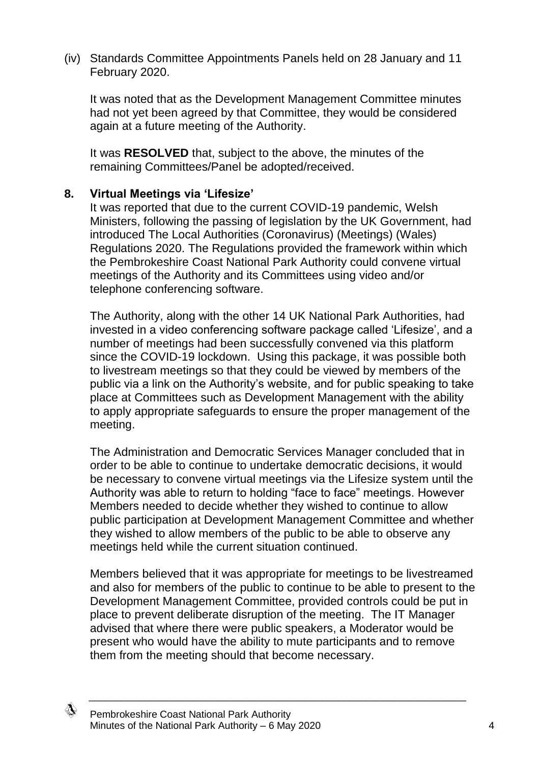(iv) Standards Committee Appointments Panels held on 28 January and 11 February 2020.

It was noted that as the Development Management Committee minutes had not yet been agreed by that Committee, they would be considered again at a future meeting of the Authority.

It was **RESOLVED** that, subject to the above, the minutes of the remaining Committees/Panel be adopted/received.

**8. Virtual Meetings via 'Lifesize'**

It was reported that due to the current COVID-19 pandemic, Welsh Ministers, following the passing of legislation by the UK Government, had introduced The Local Authorities (Coronavirus) (Meetings) (Wales) Regulations 2020. The Regulations provided the framework within which the Pembrokeshire Coast National Park Authority could convene virtual meetings of the Authority and its Committees using video and/or telephone conferencing software.

The Authority, along with the other 14 UK National Park Authorities, had invested in a video conferencing software package called 'Lifesize', and a number of meetings had been successfully convened via this platform since the COVID-19 lockdown. Using this package, it was possible both to livestream meetings so that they could be viewed by members of the public via a link on the Authority's website, and for public speaking to take place at Committees such as Development Management with the ability to apply appropriate safeguards to ensure the proper management of the meeting.

The Administration and Democratic Services Manager concluded that in order to be able to continue to undertake democratic decisions, it would be necessary to convene virtual meetings via the Lifesize system until the Authority was able to return to holding "face to face" meetings. However Members needed to decide whether they wished to continue to allow public participation at Development Management Committee and whether they wished to allow members of the public to be able to observe any meetings held while the current situation continued.

Members believed that it was appropriate for meetings to be livestreamed and also for members of the public to continue to be able to present to the Development Management Committee, provided controls could be put in place to prevent deliberate disruption of the meeting. The IT Manager advised that where there were public speakers, a Moderator would be present who would have the ability to mute participants and to remove them from the meeting should that become necessary.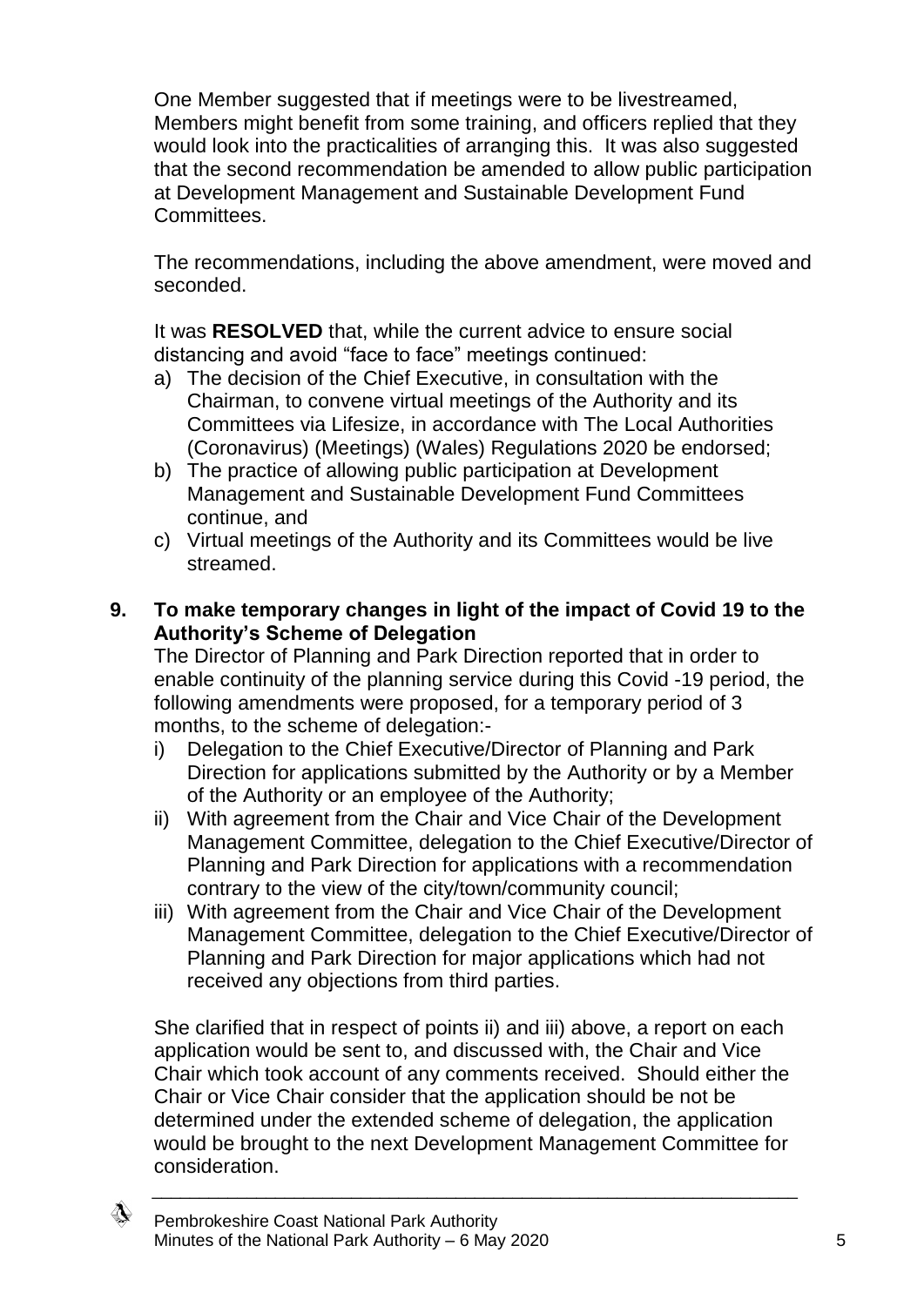One Member suggested that if meetings were to be livestreamed, Members might benefit from some training, and officers replied that they would look into the practicalities of arranging this. It was also suggested that the second recommendation be amended to allow public participation at Development Management and Sustainable Development Fund Committees.

The recommendations, including the above amendment, were moved and seconded.

It was **RESOLVED** that, while the current advice to ensure social distancing and avoid "face to face" meetings continued:

a) The decision of the Chief Executive, in consultation with the Chairman, to convene virtual meetings of the Authority and its Committees via Lifesize, in accordance with The Local Authorities (Coronavirus) (Meetings) (Wales) Regulations 2020 be endorsed;
b) The practice of allowing public participation at Development Management and Sustainable Development Fund Committees continue, and
c) Virtual meetings of the Authority and its Committees would be live streamed.

## 9. To make temporary changes in light of the impact of Covid 19 to the Authority's Scheme of Delegation

The Director of Planning and Park Direction reported that in order to enable continuity of the planning service during this Covid -19 period, the following amendments were proposed, for a temporary period of 3 months, to the scheme of delegation:-

i) Delegation to the Chief Executive/Director of Planning and Park Direction for applications submitted by the Authority or by a Member of the Authority or an employee of the Authority;
ii) With agreement from the Chair and Vice Chair of the Development Management Committee, delegation to the Chief Executive/Director of Planning and Park Direction for applications with a recommendation contrary to the view of the city/town/community council;
iii) With agreement from the Chair and Vice Chair of the Development Management Committee, delegation to the Chief Executive/Director of Planning and Park Direction for major applications which had not received any objections from third parties.

She clarified that in respect of points ii) and iii) above, a report on each application would be sent to, and discussed with, the Chair and Vice Chair which took account of any comments received. Should either the Chair or Vice Chair consider that the application should be not be determined under the extended scheme of delegation, the application would be brought to the next Development Management Committee for consideration.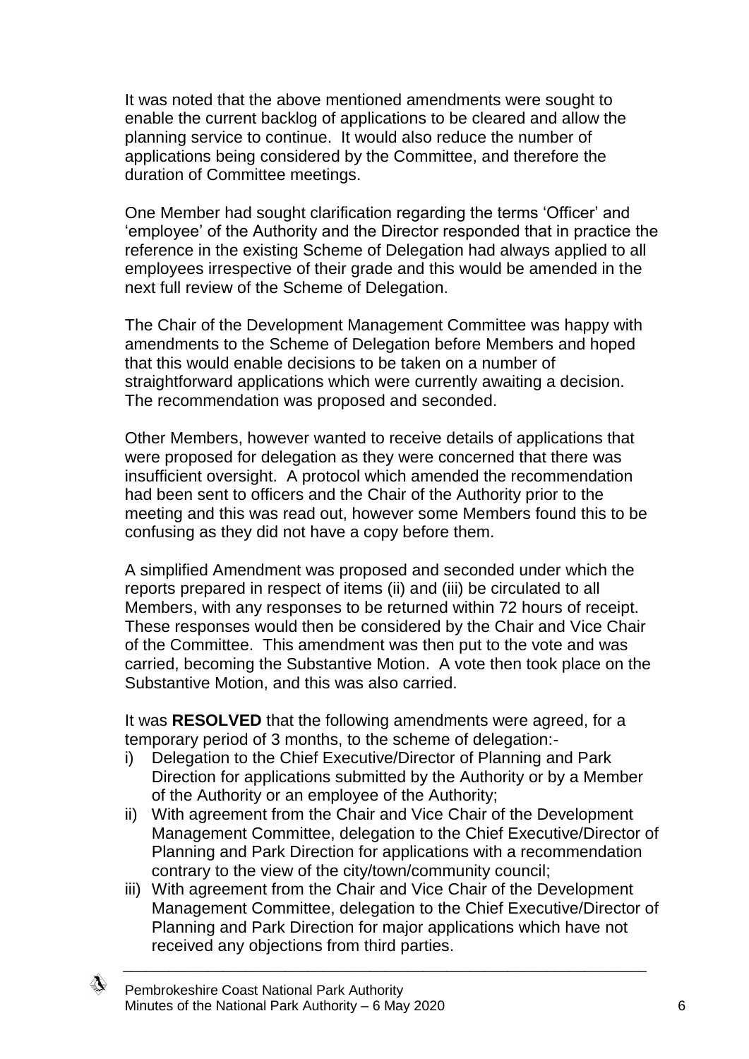It was noted that the above mentioned amendments were sought to enable the current backlog of applications to be cleared and allow the planning service to continue. It would also reduce the number of applications being considered by the Committee, and therefore the duration of Committee meetings.

One Member had sought clarification regarding the terms 'Officer' and 'employee' of the Authority and the Director responded that in practice the reference in the existing Scheme of Delegation had always applied to all employees irrespective of their grade and this would be amended in the next full review of the Scheme of Delegation.

The Chair of the Development Management Committee was happy with amendments to the Scheme of Delegation before Members and hoped that this would enable decisions to be taken on a number of straightforward applications which were currently awaiting a decision. The recommendation was proposed and seconded.

Other Members, however wanted to receive details of applications that were proposed for delegation as they were concerned that there was insufficient oversight. A protocol which amended the recommendation had been sent to officers and the Chair of the Authority prior to the meeting and this was read out, however some Members found this to be confusing as they did not have a copy before them.

A simplified Amendment was proposed and seconded under which the reports prepared in respect of items (ii) and (iii) be circulated to all Members, with any responses to be returned within 72 hours of receipt. These responses would then be considered by the Chair and Vice Chair of the Committee. This amendment was then put to the vote and was carried, becoming the Substantive Motion. A vote then took place on the Substantive Motion, and this was also carried.

It was **RESOLVED** that the following amendments were agreed, for a temporary period of 3 months, to the scheme of delegation:-

i) Delegation to the Chief Executive/Director of Planning and Park Direction for applications submitted by the Authority or by a Member of the Authority or an employee of the Authority;
ii) With agreement from the Chair and Vice Chair of the Development Management Committee, delegation to the Chief Executive/Director of Planning and Park Direction for applications with a recommendation contrary to the view of the city/town/community council;
iii) With agreement from the Chair and Vice Chair of the Development Management Committee, delegation to the Chief Executive/Director of Planning and Park Direction for major applications which have not received any objections from third parties.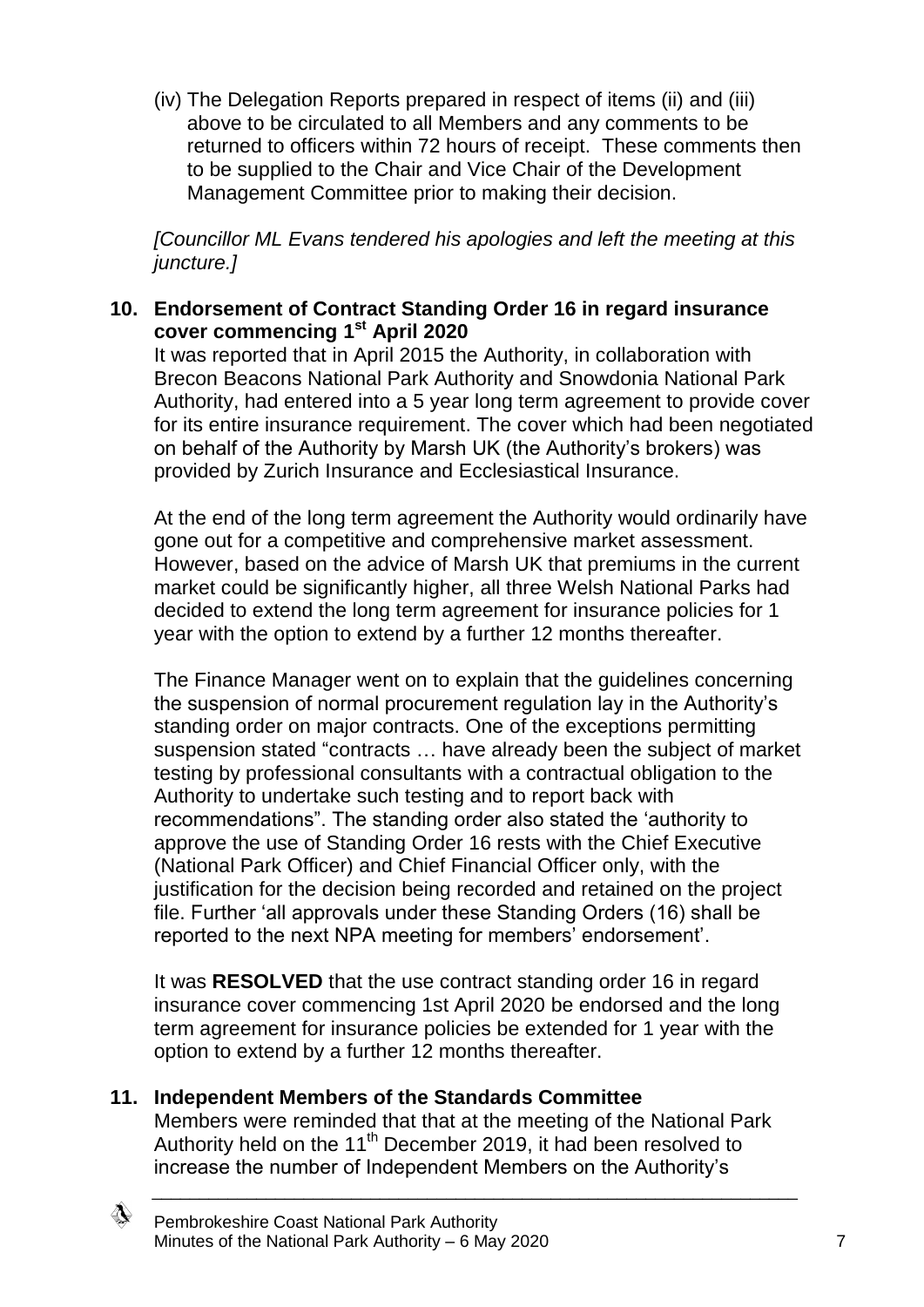(iv) The Delegation Reports prepared in respect of items (ii) and (iii) above to be circulated to all Members and any comments to be returned to officers within 72 hours of receipt. These comments then to be supplied to the Chair and Vice Chair of the Development Management Committee prior to making their decision.

*[Councillor ML Evans tendered his apologies and left the meeting at this juncture.]*

## 10. Endorsement of Contract Standing Order 16 in regard insurance cover commencing 1st April 2020

It was reported that in April 2015 the Authority, in collaboration with Brecon Beacons National Park Authority and Snowdonia National Park Authority, had entered into a 5 year long term agreement to provide cover for its entire insurance requirement. The cover which had been negotiated on behalf of the Authority by Marsh UK (the Authority's brokers) was provided by Zurich Insurance and Ecclesiastical Insurance.

At the end of the long term agreement the Authority would ordinarily have gone out for a competitive and comprehensive market assessment. However, based on the advice of Marsh UK that premiums in the current market could be significantly higher, all three Welsh National Parks had decided to extend the long term agreement for insurance policies for 1 year with the option to extend by a further 12 months thereafter.

The Finance Manager went on to explain that the guidelines concerning the suspension of normal procurement regulation lay in the Authority's standing order on major contracts. One of the exceptions permitting suspension stated "contracts … have already been the subject of market testing by professional consultants with a contractual obligation to the Authority to undertake such testing and to report back with recommendations". The standing order also stated the 'authority to approve the use of Standing Order 16 rests with the Chief Executive (National Park Officer) and Chief Financial Officer only, with the justification for the decision being recorded and retained on the project file. Further 'all approvals under these Standing Orders (16) shall be reported to the next NPA meeting for members' endorsement'.

It was **RESOLVED** that the use contract standing order 16 in regard insurance cover commencing 1st April 2020 be endorsed and the long term agreement for insurance policies be extended for 1 year with the option to extend by a further 12 months thereafter.

## 11. Independent Members of the Standards Committee

Members were reminded that that at the meeting of the National Park Authority held on the 11th December 2019, it had been resolved to increase the number of Independent Members on the Authority's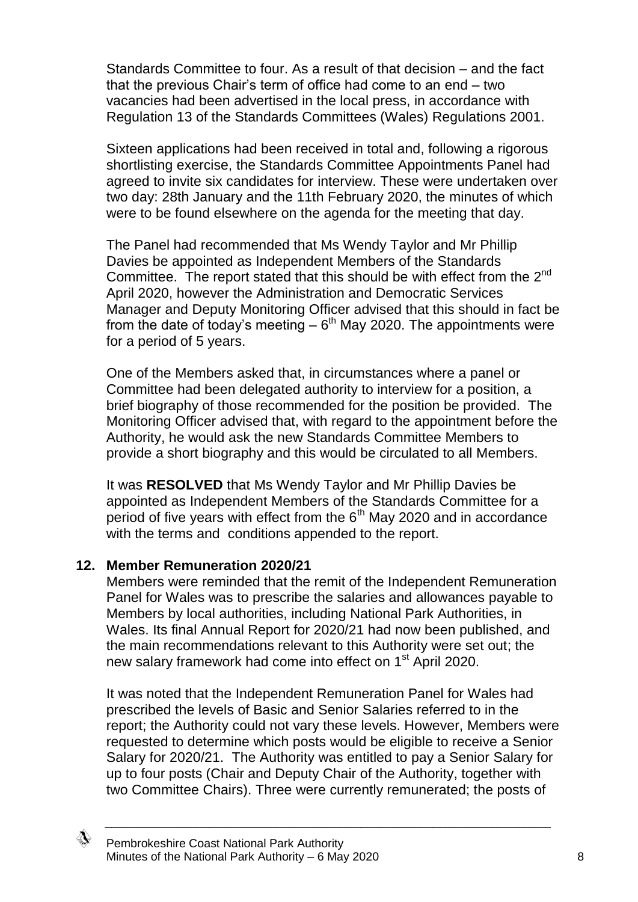Standards Committee to four. As a result of that decision – and the fact that the previous Chair's term of office had come to an end – two vacancies had been advertised in the local press, in accordance with Regulation 13 of the Standards Committees (Wales) Regulations 2001.

Sixteen applications had been received in total and, following a rigorous shortlisting exercise, the Standards Committee Appointments Panel had agreed to invite six candidates for interview. These were undertaken over two day: 28th January and the 11th February 2020, the minutes of which were to be found elsewhere on the agenda for the meeting that day.

The Panel had recommended that Ms Wendy Taylor and Mr Phillip Davies be appointed as Independent Members of the Standards Committee. The report stated that this should be with effect from the 2nd April 2020, however the Administration and Democratic Services Manager and Deputy Monitoring Officer advised that this should in fact be from the date of today's meeting – 6th May 2020. The appointments were for a period of 5 years.

One of the Members asked that, in circumstances where a panel or Committee had been delegated authority to interview for a position, a brief biography of those recommended for the position be provided. The Monitoring Officer advised that, with regard to the appointment before the Authority, he would ask the new Standards Committee Members to provide a short biography and this would be circulated to all Members.

It was **RESOLVED** that Ms Wendy Taylor and Mr Phillip Davies be appointed as Independent Members of the Standards Committee for a period of five years with effect from the 6th May 2020 and in accordance with the terms and conditions appended to the report.

## 12. Member Remuneration 2020/21

Members were reminded that the remit of the Independent Remuneration Panel for Wales was to prescribe the salaries and allowances payable to Members by local authorities, including National Park Authorities, in Wales. Its final Annual Report for 2020/21 had now been published, and the main recommendations relevant to this Authority were set out; the new salary framework had come into effect on 1st April 2020.

It was noted that the Independent Remuneration Panel for Wales had prescribed the levels of Basic and Senior Salaries referred to in the report; the Authority could not vary these levels. However, Members were requested to determine which posts would be eligible to receive a Senior Salary for 2020/21. The Authority was entitled to pay a Senior Salary for up to four posts (Chair and Deputy Chair of the Authority, together with two Committee Chairs). Three were currently remunerated; the posts of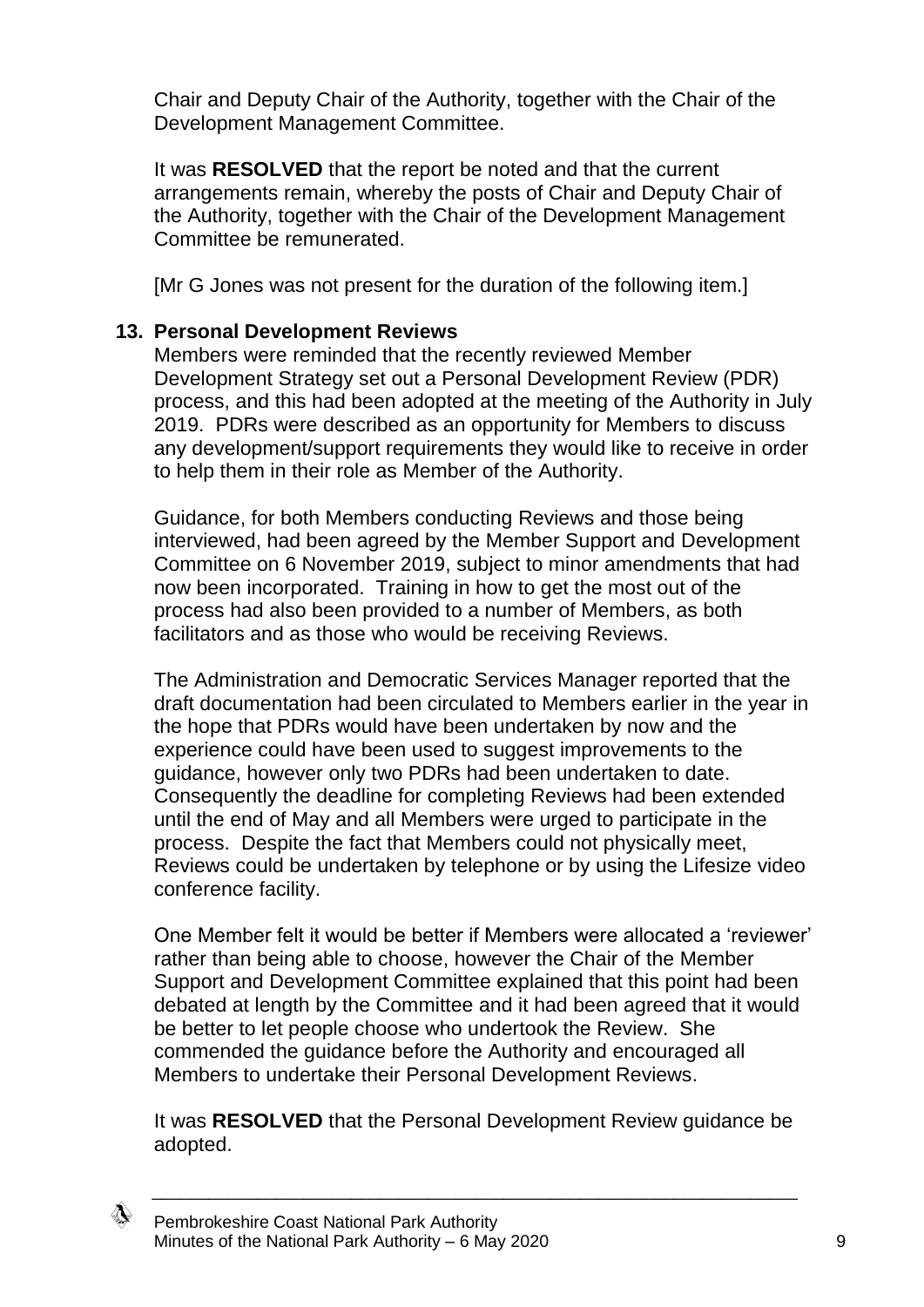Chair and Deputy Chair of the Authority, together with the Chair of the Development Management Committee.

It was **RESOLVED** that the report be noted and that the current arrangements remain, whereby the posts of Chair and Deputy Chair of the Authority, together with the Chair of the Development Management Committee be remunerated.

[Mr G Jones was not present for the duration of the following item.]

**13. Personal Development Reviews**

Members were reminded that the recently reviewed Member Development Strategy set out a Personal Development Review (PDR) process, and this had been adopted at the meeting of the Authority in July 2019. PDRs were described as an opportunity for Members to discuss any development/support requirements they would like to receive in order to help them in their role as Member of the Authority.

Guidance, for both Members conducting Reviews and those being interviewed, had been agreed by the Member Support and Development Committee on 6 November 2019, subject to minor amendments that had now been incorporated. Training in how to get the most out of the process had also been provided to a number of Members, as both facilitators and as those who would be receiving Reviews.

The Administration and Democratic Services Manager reported that the draft documentation had been circulated to Members earlier in the year in the hope that PDRs would have been undertaken by now and the experience could have been used to suggest improvements to the guidance, however only two PDRs had been undertaken to date. Consequently the deadline for completing Reviews had been extended until the end of May and all Members were urged to participate in the process. Despite the fact that Members could not physically meet, Reviews could be undertaken by telephone or by using the Lifesize video conference facility.

One Member felt it would be better if Members were allocated a 'reviewer' rather than being able to choose, however the Chair of the Member Support and Development Committee explained that this point had been debated at length by the Committee and it had been agreed that it would be better to let people choose who undertook the Review. She commended the guidance before the Authority and encouraged all Members to undertake their Personal Development Reviews.

It was **RESOLVED** that the Personal Development Review guidance be adopted.